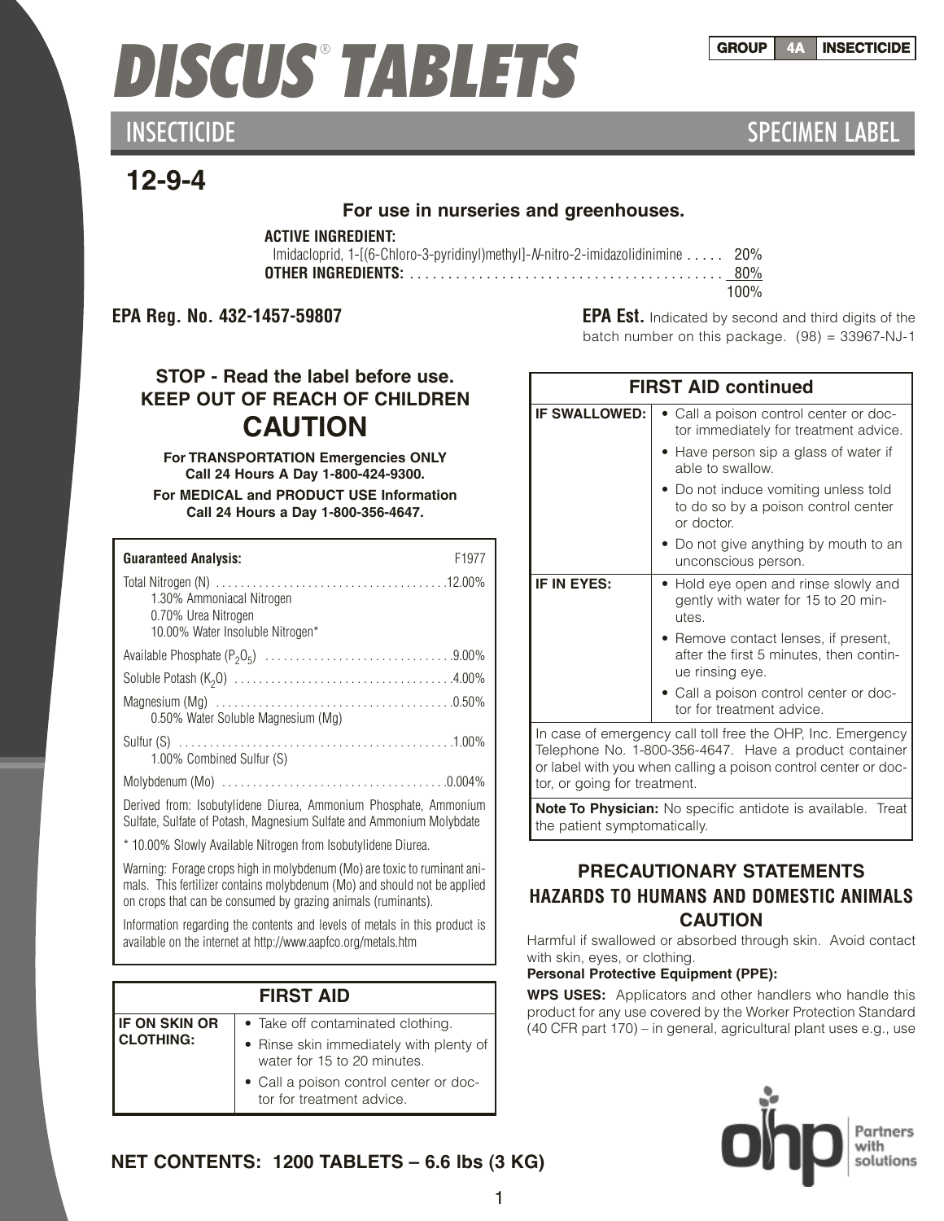# DISCUS® TABLETS

GROUP | 4A | INSECTICIDE

## INSECTICIDE SPECIMEN LABEL

## 12-9-4

**For use in nurseries and greenhouses.**

**ACTIVE INGREDIENT:**

| | |
|---|---|
| Imidacloprid, 1-[(6-Chloro-3-pyridinyl)methyl]-*N*-nitro-2-imidazolidinimine | 20% |
| **OTHER INGREDIENTS:** | 80% |
| | 100% |

**EPA Reg. No. 432-1457-59807**

**EPA Est.** Indicated by second and third digits of the batch number on this package. (98) = 33967-NJ-1

### STOP - Read the label before use.
### KEEP OUT OF REACH OF CHILDREN
## CAUTION

**For TRANSPORTATION Emergencies ONLY Call 24 Hours A Day 1-800-424-9300.**

**For MEDICAL and PRODUCT USE Information Call 24 Hours a Day 1-800-356-4647.**

| **Guaranteed Analysis:** | F1977 |
|---|---|
| Total Nitrogen (N) | 12.00% |
| 1.30% Ammoniacal Nitrogen | |
| 0.70% Urea Nitrogen | |
| 10.00% Water Insoluble Nitrogen* | |
| Available Phosphate ($P_2O_5$) | 9.00% |
| Soluble Potash ($K_2O$) | 4.00% |
| Magnesium (Mg) | 0.50% |
| 0.50% Water Soluble Magnesium (Mg) | |
| Sulfur (S) | 1.00% |
| 1.00% Combined Sulfur (S) | |
| Molybdenum (Mo) | 0.004% |

Derived from: Isobutylidene Diurea, Ammonium Phosphate, Ammonium Sulfate, Sulfate of Potash, Magnesium Sulfate and Ammonium Molybdate

* 10.00% Slowly Available Nitrogen from Isobutylidene Diurea.

Warning: Forage crops high in molybdenum (Mo) are toxic to ruminant animals. This fertilizer contains molybdenum (Mo) and should not be applied on crops that can be consumed by grazing animals (ruminants).

Information regarding the contents and levels of metals in this product is available on the internet at http://www.aapfco.org/metals.htm

### FIRST AID

| | |
|---|---|
| **IF ON SKIN OR CLOTHING:** | • Take off contaminated clothing.<br>• Rinse skin immediately with plenty of water for 15 to 20 minutes.<br>• Call a poison control center or doctor for treatment advice. |
| **IF SWALLOWED:** | • Call a poison control center or doctor immediately for treatment advice.<br>• Have person sip a glass of water if able to swallow.<br>• Do not induce vomiting unless told to do so by a poison control center or doctor.<br>• Do not give anything by mouth to an unconscious person. |
| **IF IN EYES:** | • Hold eye open and rinse slowly and gently with water for 15 to 20 minutes.<br>• Remove contact lenses, if present, after the first 5 minutes, then continue rinsing eye.<br>• Call a poison control center or doctor for treatment advice. |

In case of emergency call toll free the OHP, Inc. Emergency Telephone No. 1-800-356-4647. Have a product container or label with you when calling a poison control center or doctor, or going for treatment.

**Note To Physician:** No specific antidote is available. Treat the patient symptomatically.

### PRECAUTIONARY STATEMENTS
### HAZARDS TO HUMANS AND DOMESTIC ANIMALS
### CAUTION

Harmful if swallowed or absorbed through skin. Avoid contact with skin, eyes, or clothing.

**Personal Protective Equipment (PPE):**

**WPS USES:** Applicators and other handlers who handle this product for any use covered by the Worker Protection Standard (40 CFR part 170) – in general, agricultural plant uses e.g., use

ohp Partners with solutions

**NET CONTENTS: 1200 TABLETS – 6.6 lbs (3 KG)**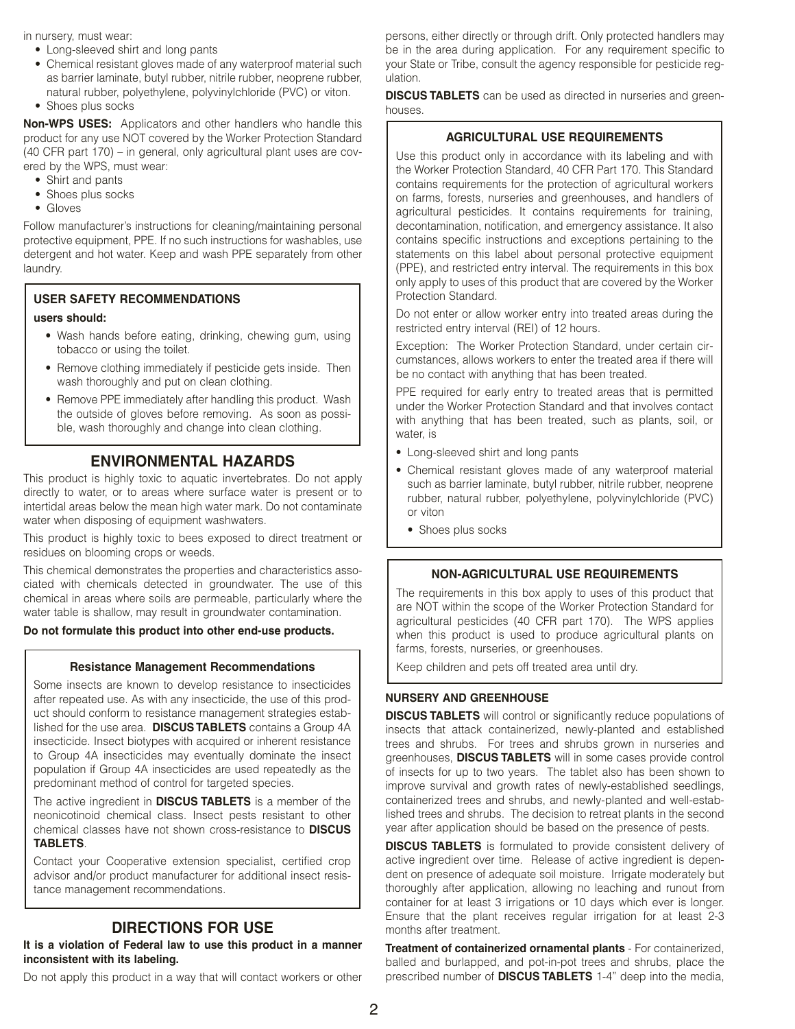in nursery, must wear:

- Long-sleeved shirt and long pants
- Chemical resistant gloves made of any waterproof material such as barrier laminate, butyl rubber, nitrile rubber, neoprene rubber, natural rubber, polyethylene, polyvinylchloride (PVC) or viton.
- Shoes plus socks

**Non-WPS USES:** Applicators and other handlers who handle this product for any use NOT covered by the Worker Protection Standard (40 CFR part 170) – in general, only agricultural plant uses are covered by the WPS, must wear:

- Shirt and pants
- Shoes plus socks
- Gloves

Follow manufacturer's instructions for cleaning/maintaining personal protective equipment, PPE. If no such instructions for washables, use detergent and hot water. Keep and wash PPE separately from other laundry.

### USER SAFETY RECOMMENDATIONS

**users should:**

- Wash hands before eating, drinking, chewing gum, using tobacco or using the toilet.
- Remove clothing immediately if pesticide gets inside. Then wash thoroughly and put on clean clothing.
- Remove PPE immediately after handling this product. Wash the outside of gloves before removing. As soon as possible, wash thoroughly and change into clean clothing.

## ENVIRONMENTAL HAZARDS

This product is highly toxic to aquatic invertebrates. Do not apply directly to water, or to areas where surface water is present or to intertidal areas below the mean high water mark. Do not contaminate water when disposing of equipment washwaters.

This product is highly toxic to bees exposed to direct treatment or residues on blooming crops or weeds.

This chemical demonstrates the properties and characteristics associated with chemicals detected in groundwater. The use of this chemical in areas where soils are permeable, particularly where the water table is shallow, may result in groundwater contamination.

**Do not formulate this product into other end-use products.**

### Resistance Management Recommendations

Some insects are known to develop resistance to insecticides after repeated use. As with any insecticide, the use of this product should conform to resistance management strategies established for the use area. **DISCUS TABLETS** contains a Group 4A insecticide. Insect biotypes with acquired or inherent resistance to Group 4A insecticides may eventually dominate the insect population if Group 4A insecticides are used repeatedly as the predominant method of control for targeted species.

The active ingredient in **DISCUS TABLETS** is a member of the neonicotinoid chemical class. Insect pests resistant to other chemical classes have not shown cross-resistance to **DISCUS TABLETS**.

Contact your Cooperative extension specialist, certified crop advisor and/or product manufacturer for additional insect resistance management recommendations.

## DIRECTIONS FOR USE

**It is a violation of Federal law to use this product in a manner inconsistent with its labeling.**

Do not apply this product in a way that will contact workers or other persons, either directly or through drift. Only protected handlers may be in the area during application. For any requirement specific to your State or Tribe, consult the agency responsible for pesticide regulation.

**DISCUS TABLETS** can be used as directed in nurseries and greenhouses.

### AGRICULTURAL USE REQUIREMENTS

Use this product only in accordance with its labeling and with the Worker Protection Standard, 40 CFR Part 170. This Standard contains requirements for the protection of agricultural workers on farms, forests, nurseries and greenhouses, and handlers of agricultural pesticides. It contains requirements for training, decontamination, notification, and emergency assistance. It also contains specific instructions and exceptions pertaining to the statements on this label about personal protective equipment (PPE), and restricted entry interval. The requirements in this box only apply to uses of this product that are covered by the Worker Protection Standard.

Do not enter or allow worker entry into treated areas during the restricted entry interval (REI) of 12 hours.

Exception: The Worker Protection Standard, under certain circumstances, allows workers to enter the treated area if there will be no contact with anything that has been treated.

PPE required for early entry to treated areas that is permitted under the Worker Protection Standard and that involves contact with anything that has been treated, such as plants, soil, or water, is

- Long-sleeved shirt and long pants
- Chemical resistant gloves made of any waterproof material such as barrier laminate, butyl rubber, nitrile rubber, neoprene rubber, natural rubber, polyethylene, polyvinylchloride (PVC) or viton
- Shoes plus socks

### NON-AGRICULTURAL USE REQUIREMENTS

The requirements in this box apply to uses of this product that are NOT within the scope of the Worker Protection Standard for agricultural pesticides (40 CFR part 170). The WPS applies when this product is used to produce agricultural plants on farms, forests, nurseries, or greenhouses.

Keep children and pets off treated area until dry.

### NURSERY AND GREENHOUSE

**DISCUS TABLETS** will control or significantly reduce populations of insects that attack containerized, newly-planted and established trees and shrubs. For trees and shrubs grown in nurseries and greenhouses, **DISCUS TABLETS** will in some cases provide control of insects for up to two years. The tablet also has been shown to improve survival and growth rates of newly-established seedlings, containerized trees and shrubs, and newly-planted and well-established trees and shrubs. The decision to retreat plants in the second year after application should be based on the presence of pests.

**DISCUS TABLETS** is formulated to provide consistent delivery of active ingredient over time. Release of active ingredient is dependent on presence of adequate soil moisture. Irrigate moderately but thoroughly after application, allowing no leaching and runout from container for at least 3 irrigations or 10 days which ever is longer. Ensure that the plant receives regular irrigation for at least 2-3 months after treatment.

**Treatment of containerized ornamental plants** - For containerized, balled and burlapped, and pot-in-pot trees and shrubs, place the prescribed number of **DISCUS TABLETS** 1-4" deep into the media,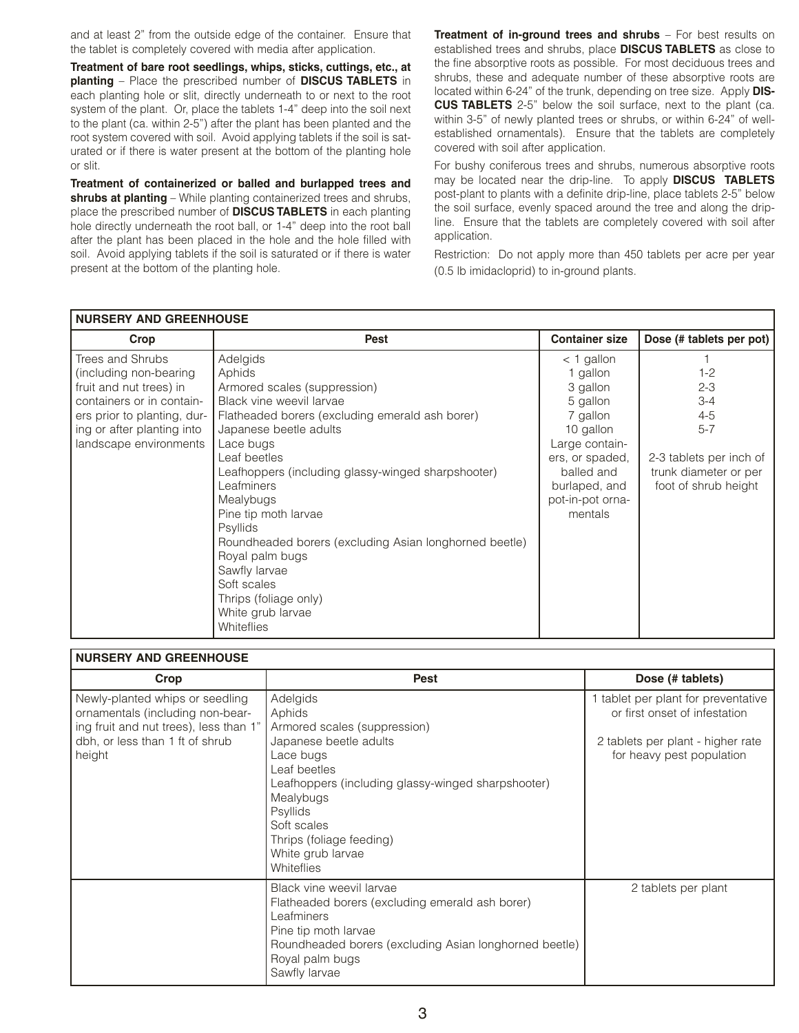and at least 2" from the outside edge of the container. Ensure that the tablet is completely covered with media after application.

**Treatment of bare root seedlings, whips, sticks, cuttings, etc., at planting** – Place the prescribed number of **DISCUS TABLETS** in each planting hole or slit, directly underneath to or next to the root system of the plant. Or, place the tablets 1-4" deep into the soil next to the plant (ca. within 2-5") after the plant has been planted and the root system covered with soil. Avoid applying tablets if the soil is saturated or if there is water present at the bottom of the planting hole or slit.

**Treatment of containerized or balled and burlapped trees and shrubs at planting** – While planting containerized trees and shrubs, place the prescribed number of **DISCUS TABLETS** in each planting hole directly underneath the root ball, or 1-4" deep into the root ball after the plant has been placed in the hole and the hole filled with soil. Avoid applying tablets if the soil is saturated or if there is water present at the bottom of the planting hole.

**Treatment of in-ground trees and shrubs** – For best results on established trees and shrubs, place **DISCUS TABLETS** as close to the fine absorptive roots as possible. For most deciduous trees and shrubs, these and adequate number of these absorptive roots are located within 6-24" of the trunk, depending on tree size. Apply **DISCUS TABLETS** 2-5" below the soil surface, next to the plant (ca. within 3-5" of newly planted trees or shrubs, or within 6-24" of well-established ornamentals). Ensure that the tablets are completely covered with soil after application.

For bushy coniferous trees and shrubs, numerous absorptive roots may be located near the drip-line. To apply **DISCUS TABLETS** post-plant to plants with a definite drip-line, place tablets 2-5" below the soil surface, evenly spaced around the tree and along the drip-line. Ensure that the tablets are completely covered with soil after application.

Restriction: Do not apply more than 450 tablets per acre per year (0.5 lb imidacloprid) to in-ground plants.

**NURSERY AND GREENHOUSE**

| Crop | Pest | Container size | Dose (# tablets per pot) |
|---|---|---|---|
| Trees and Shrubs (including non-bearing fruit and nut trees) in containers or in containers prior to planting, during or after planting into landscape environments | Adelgids<br>Aphids<br>Armored scales (suppression)<br>Black vine weevil larvae<br>Flatheaded borers (excluding emerald ash borer)<br>Japanese beetle adults<br>Lace bugs<br>Leaf beetles<br>Leafhoppers (including glassy-winged sharpshooter)<br>Leafminers<br>Mealybugs<br>Pine tip moth larvae<br>Psyllids<br>Roundheaded borers (excluding Asian longhorned beetle)<br>Royal palm bugs<br>Sawfly larvae<br>Soft scales<br>Thrips (foliage only)<br>White grub larvae<br>Whiteflies | < 1 gallon<br>1 gallon<br>3 gallon<br>5 gallon<br>7 gallon<br>10 gallon<br>Large containers, or spaded, balled and burlaped, and pot-in-pot ornamentals | 1<br>1-2<br>2-3<br>3-4<br>4-5<br>5-7<br><br>2-3 tablets per inch of trunk diameter or per foot of shrub height |

**NURSERY AND GREENHOUSE**

| Crop | Pest | Dose (# tablets) |
|---|---|---|
| Newly-planted whips or seedling ornamentals (including non-bearing fruit and nut trees), less than 1" dbh, or less than 1 ft of shrub height | Adelgids<br>Aphids<br>Armored scales (suppression)<br>Japanese beetle adults<br>Lace bugs<br>Leaf beetles<br>Leafhoppers (including glassy-winged sharpshooter)<br>Mealybugs<br>Psyllids<br>Soft scales<br>Thrips (foliage feeding)<br>White grub larvae<br>Whiteflies | 1 tablet per plant for preventative or first onset of infestation<br><br>2 tablets per plant - higher rate for heavy pest population |
| | Black vine weevil larvae<br>Flatheaded borers (excluding emerald ash borer)<br>Leafminers<br>Pine tip moth larvae<br>Roundheaded borers (excluding Asian longhorned beetle)<br>Royal palm bugs<br>Sawfly larvae | 2 tablets per plant |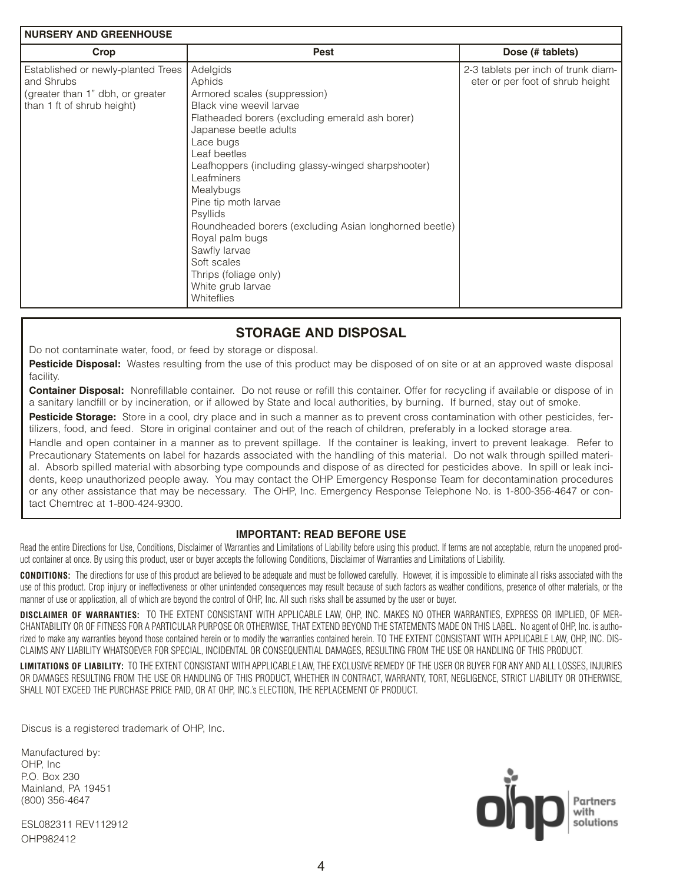| NURSERY AND GREENHOUSE | | |
|---|---|---|
| **Crop** | **Pest** | **Dose (# tablets)** |
| Established or newly-planted Trees and Shrubs (greater than 1" dbh, or greater than 1 ft of shrub height) | Adelgids<br>Aphids<br>Armored scales (suppression)<br>Black vine weevil larvae<br>Flatheaded borers (excluding emerald ash borer)<br>Japanese beetle adults<br>Lace bugs<br>Leaf beetles<br>Leafhoppers (including glassy-winged sharpshooter)<br>Leafminers<br>Mealybugs<br>Pine tip moth larvae<br>Psyllids<br>Roundheaded borers (excluding Asian longhorned beetle)<br>Royal palm bugs<br>Sawfly larvae<br>Soft scales<br>Thrips (foliage only)<br>White grub larvae<br>Whiteflies | 2-3 tablets per inch of trunk diameter or per foot of shrub height |

## STORAGE AND DISPOSAL

Do not contaminate water, food, or feed by storage or disposal.

**Pesticide Disposal:** Wastes resulting from the use of this product may be disposed of on site or at an approved waste disposal facility.

**Container Disposal:** Nonrefillable container. Do not reuse or refill this container. Offer for recycling if available or dispose of in a sanitary landfill or by incineration, or if allowed by State and local authorities, by burning. If burned, stay out of smoke.

**Pesticide Storage:** Store in a cool, dry place and in such a manner as to prevent cross contamination with other pesticides, fertilizers, food, and feed. Store in original container and out of the reach of children, preferably in a locked storage area.

Handle and open container in a manner as to prevent spillage. If the container is leaking, invert to prevent leakage. Refer to Precautionary Statements on label for hazards associated with the handling of this material. Do not walk through spilled material. Absorb spilled material with absorbing type compounds and dispose of as directed for pesticides above. In spill or leak incidents, keep unauthorized people away. You may contact the OHP Emergency Response Team for decontamination procedures or any other assistance that may be necessary. The OHP, Inc. Emergency Response Telephone No. is 1-800-356-4647 or contact Chemtrec at 1-800-424-9300.

### IMPORTANT: READ BEFORE USE

Read the entire Directions for Use, Conditions, Disclaimer of Warranties and Limitations of Liability before using this product. If terms are not acceptable, return the unopened product container at once. By using this product, user or buyer accepts the following Conditions, Disclaimer of Warranties and Limitations of Liability.

**CONDITIONS:** The directions for use of this product are believed to be adequate and must be followed carefully. However, it is impossible to eliminate all risks associated with the use of this product. Crop injury or ineffectiveness or other unintended consequences may result because of such factors as weather conditions, presence of other materials, or the manner of use or application, all of which are beyond the control of OHP, Inc. All such risks shall be assumed by the user or buyer.

**DISCLAIMER OF WARRANTIES:** TO THE EXTENT CONSISTANT WITH APPLICABLE LAW, OHP, INC. MAKES NO OTHER WARRANTIES, EXPRESS OR IMPLIED, OF MERCHANTABILITY OR OF FITNESS FOR A PARTICULAR PURPOSE OR OTHERWISE, THAT EXTEND BEYOND THE STATEMENTS MADE ON THIS LABEL. No agent of OHP, Inc. is authorized to make any warranties beyond those contained herein or to modify the warranties contained herein. TO THE EXTENT CONSISTANT WITH APPLICABLE LAW, OHP, INC. DISCLAIMS ANY LIABILITY WHATSOEVER FOR SPECIAL, INCIDENTAL OR CONSEQUENTIAL DAMAGES, RESULTING FROM THE USE OR HANDLING OF THIS PRODUCT.

**LIMITATIONS OF LIABILITY:** TO THE EXTENT CONSISTANT WITH APPLICABLE LAW, THE EXCLUSIVE REMEDY OF THE USER OR BUYER FOR ANY AND ALL LOSSES, INJURIES OR DAMAGES RESULTING FROM THE USE OR HANDLING OF THIS PRODUCT, WHETHER IN CONTRACT, WARRANTY, TORT, NEGLIGENCE, STRICT LIABILITY OR OTHERWISE, SHALL NOT EXCEED THE PURCHASE PRICE PAID, OR AT OHP, INC.'s ELECTION, THE REPLACEMENT OF PRODUCT.

Discus is a registered trademark of OHP, Inc.

Manufactured by:
OHP, Inc
P.O. Box 230
Mainland, PA 19451
(800) 356-4647

ESL082311 REV112912
OHP982412

ohp Partners with solutions